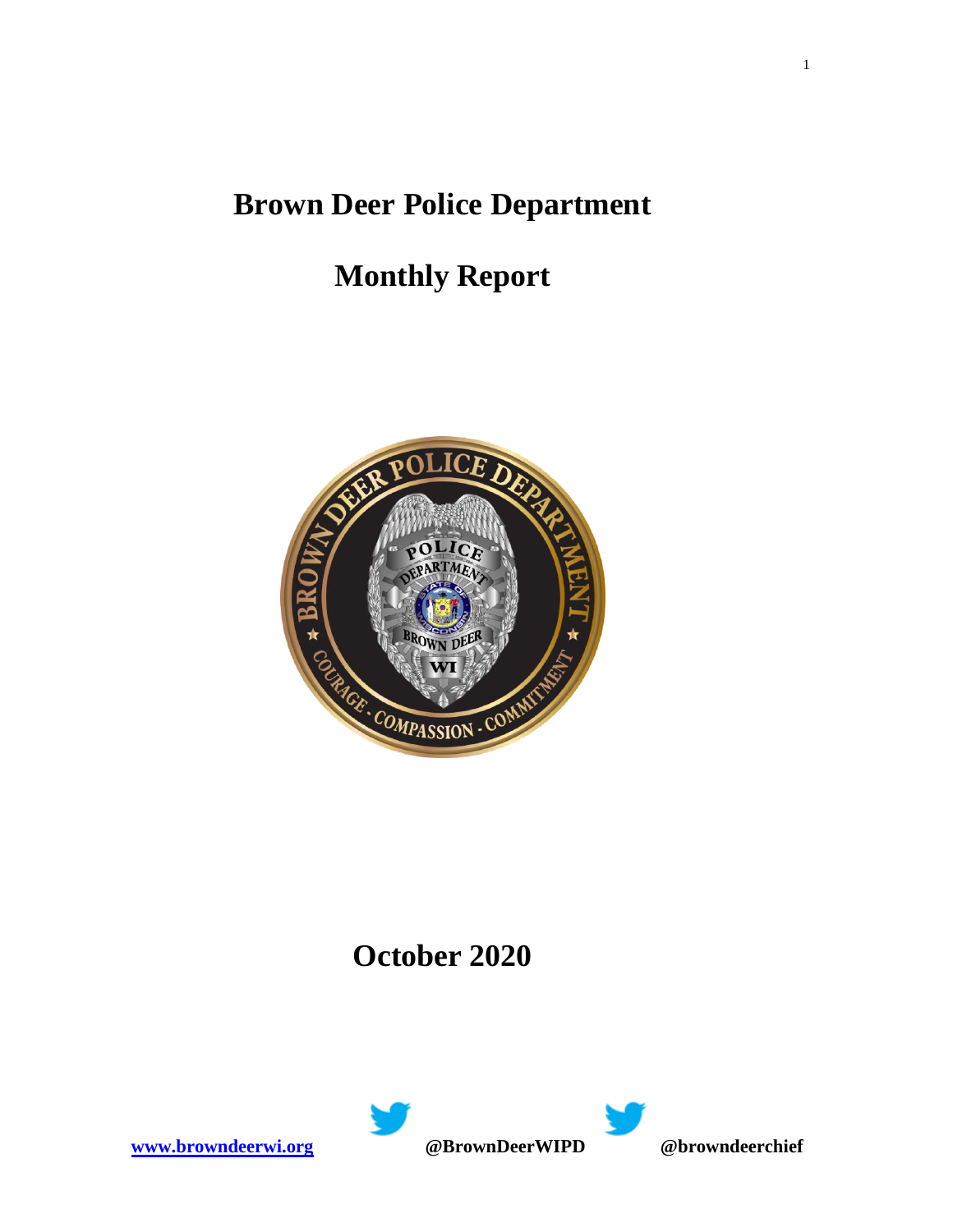# Brown Deer Police Department

# Monthly Report

# October 2020

[www.browndeerwi.org](http://www.browndeerwi.org) **@BrownDeerWIPD** **@browndeerchief**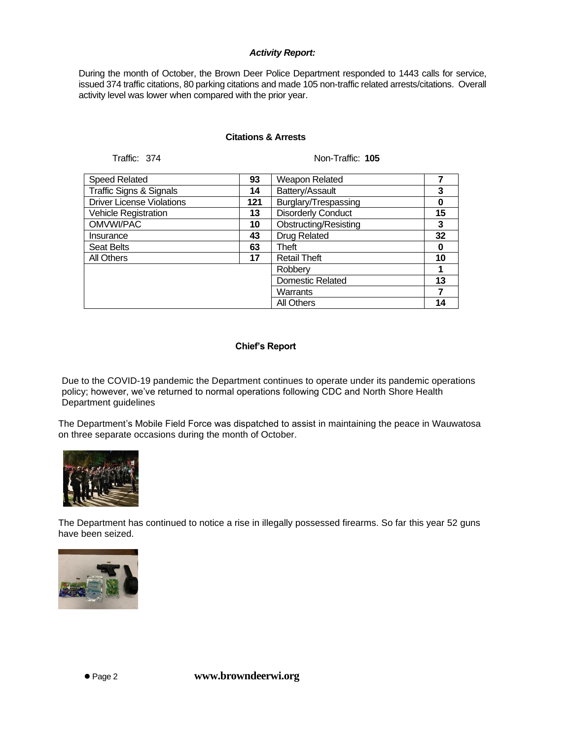### *Activity Report:*

During the month of October, the Brown Deer Police Department responded to 1443 calls for service, issued 374 traffic citations, 80 parking citations and made 105 non-traffic related arrests/citations. Overall activity level was lower when compared with the prior year.

#### Citations & Arrests

Traffic: 374 | Non-Traffic: **105**

| Traffic | | Non-Traffic | |
|---|---|---|---|
| Speed Related | **93** | Weapon Related | **7** |
| Traffic Signs & Signals | **14** | Battery/Assault | **3** |
| Driver License Violations | **121** | Burglary/Trespassing | **0** |
| Vehicle Registration | **13** | Disorderly Conduct | **15** |
| OMVWI/PAC | **10** | Obstructing/Resisting | **3** |
| Insurance | **43** | Drug Related | **32** |
| Seat Belts | **63** | Theft | **0** |
| All Others | **17** | Retail Theft | **10** |
| | | Robbery | **1** |
| | | Domestic Related | **13** |
| | | Warrants | **7** |
| | | All Others | **14** |

#### Chief's Report

Due to the COVID-19 pandemic the Department continues to operate under its pandemic operations policy; however, we've returned to normal operations following CDC and North Shore Health Department guidelines

The Department's Mobile Field Force was dispatched to assist in maintaining the peace in Wauwatosa on three separate occasions during the month of October.

The Department has continued to notice a rise in illegally possessed firearms. So far this year 52 guns have been seized.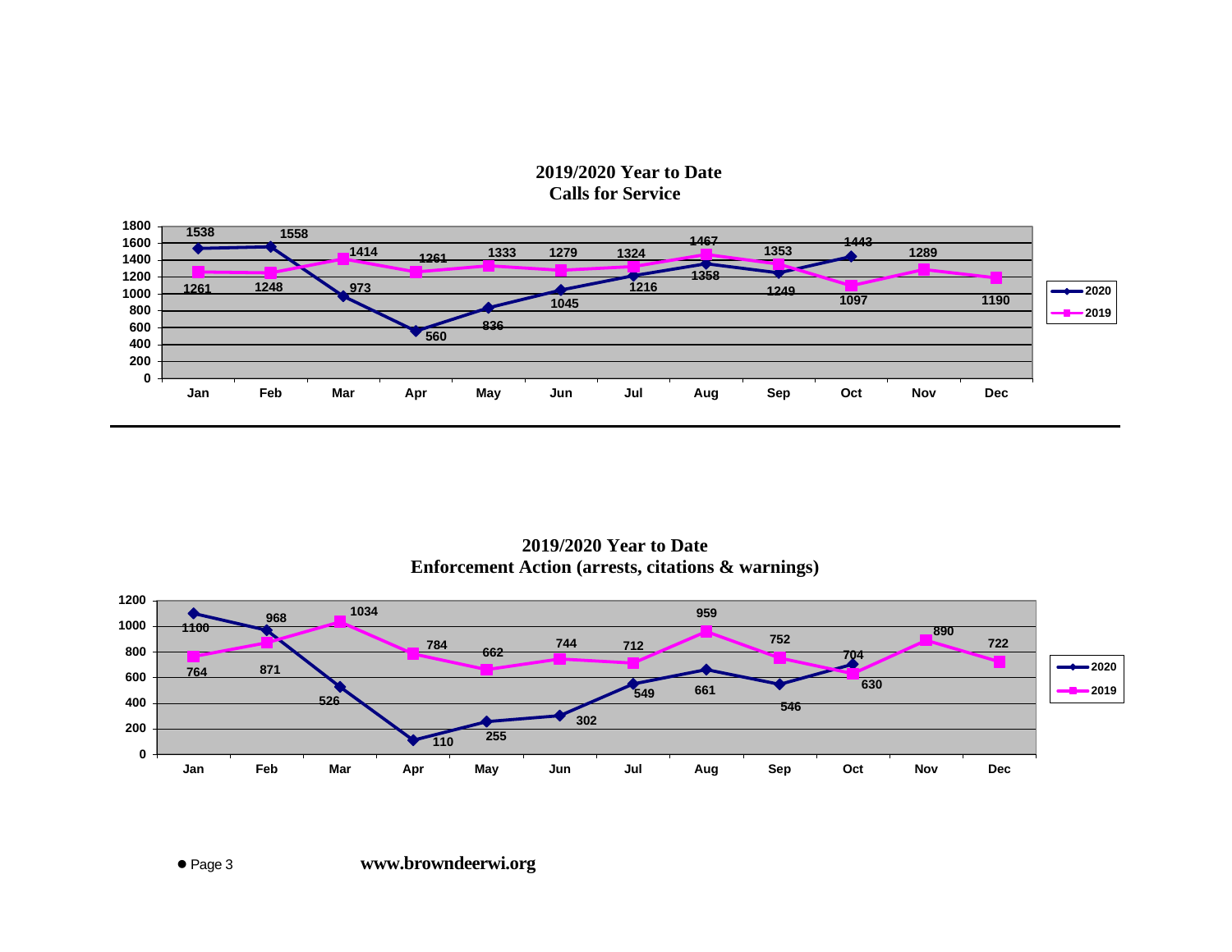## 2019/2020 Year to Date Calls for Service

| | Jan | Feb | Mar | Apr | May | Jun | Jul | Aug | Sep | Oct | Nov | Dec |
|---|---|---|---|---|---|---|---|---|---|---|---|---|
| 2020 | 1538 | 1558 | 973 | 560 | 836 | 1045 | 1216 | 1358 | 1249 | 1443 | | |
| 2019 | 1261 | 1248 | 1414 | 1261 | 1333 | 1279 | 1324 | 1467 | 1353 | 1097 | 1289 | 1190 |

## 2019/2020 Year to Date Enforcement Action (arrests, citations & warnings)

| | Jan | Feb | Mar | Apr | May | Jun | Jul | Aug | Sep | Oct | Nov | Dec |
|---|---|---|---|---|---|---|---|---|---|---|---|---|
| 2020 | 1100 | 968 | 526 | 110 | 255 | 302 | 549 | 661 | 546 | 704 | | |
| 2019 | 764 | 871 | 1034 | 784 | 662 | 744 | 712 | 959 | 752 | 630 | 890 | 722 |

www.browndeerwi.org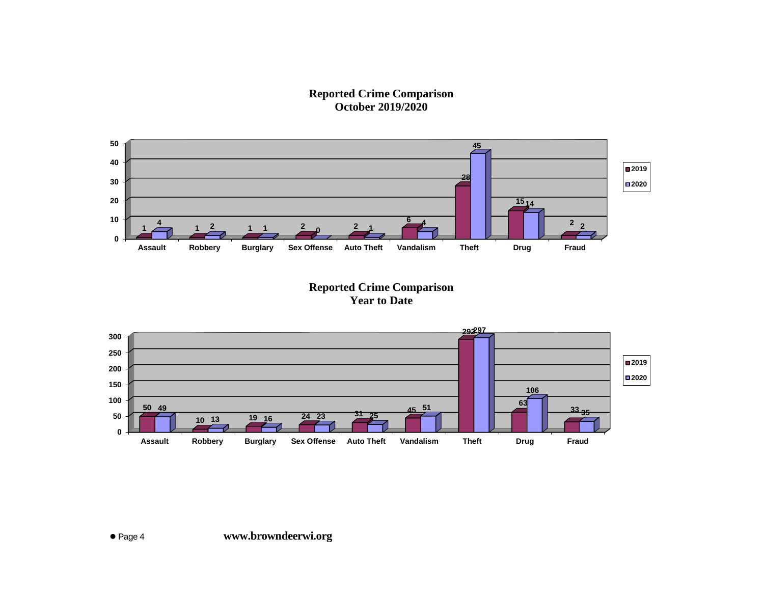## Reported Crime Comparison
## October 2019/2020

| | Assault | Robbery | Burglary | Sex Offense | Auto Theft | Vandalism | Theft | Drug | Fraud |
|---|---|---|---|---|---|---|---|---|---|
| 2019 | 1 | 1 | 1 | 2 | 2 | 6 | 28 | 15 | 2 |
| 2020 | 4 | 2 | 1 | 0 | 1 | 4 | 45 | 14 | 2 |

## Reported Crime Comparison
## Year to Date

| | Assault | Robbery | Burglary | Sex Offense | Auto Theft | Vandalism | Theft | Drug | Fraud |
|---|---|---|---|---|---|---|---|---|---|
| 2019 | 50 | 10 | 19 | 24 | 31 | 45 | 292 | 63 | 33 |
| 2020 | 49 | 13 | 16 | 23 | 25 | 51 | 297 | 106 | 35 |

www.browndeerwi.org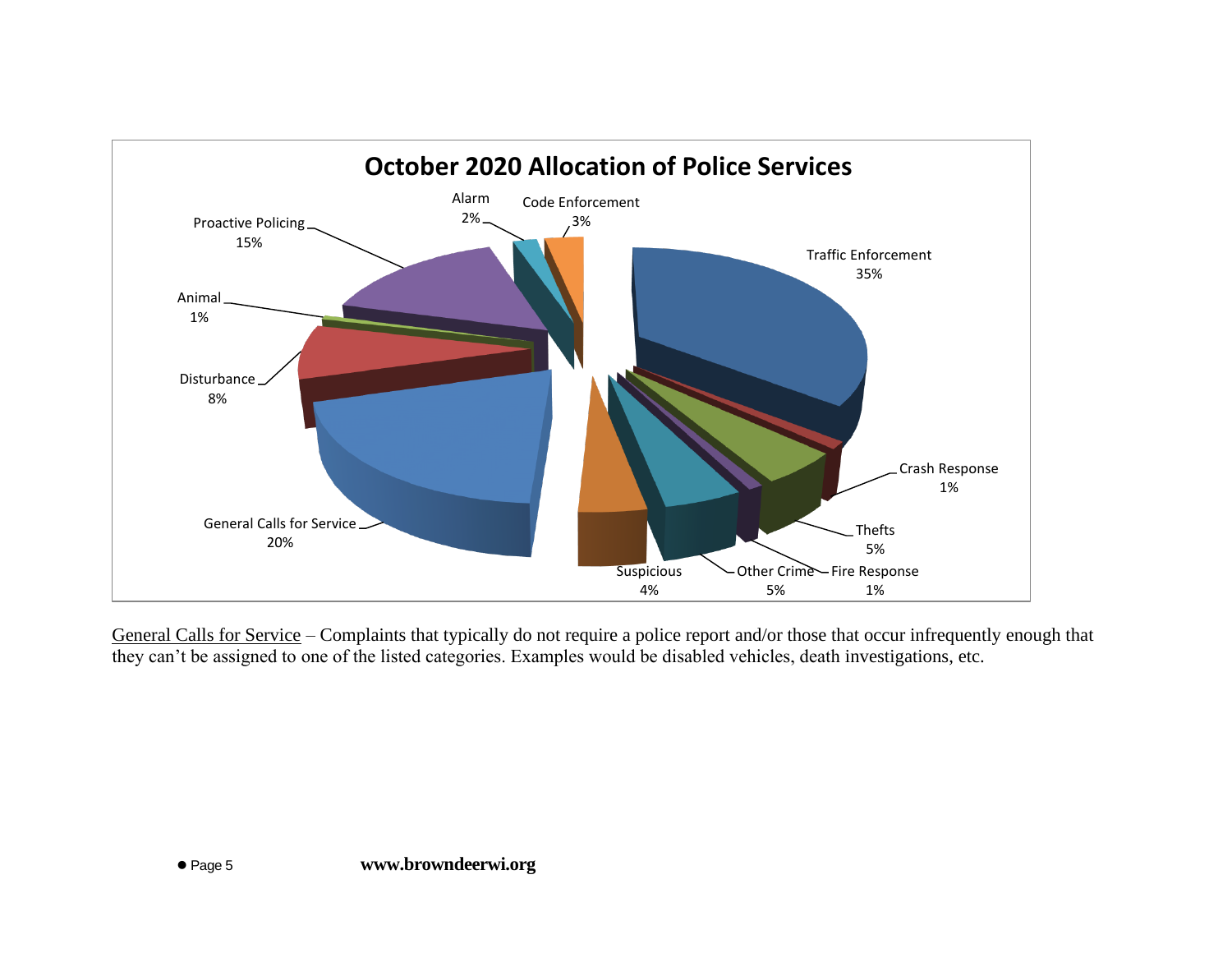## October 2020 Allocation of Police Services

| Category | Percentage |
|---|---|
| Traffic Enforcement | 35% |
| Crash Response | 1% |
| Thefts | 5% |
| Fire Response | 1% |
| Other Crime | 5% |
| Suspicious | 4% |
| General Calls for Service | 20% |
| Disturbance | 8% |
| Animal | 1% |
| Proactive Policing | 15% |
| Alarm | 2% |
| Code Enforcement | 3% |

General Calls for Service – Complaints that typically do not require a police report and/or those that occur infrequently enough that they can't be assigned to one of the listed categories. Examples would be disabled vehicles, death investigations, etc.

**www.browndeerwi.org**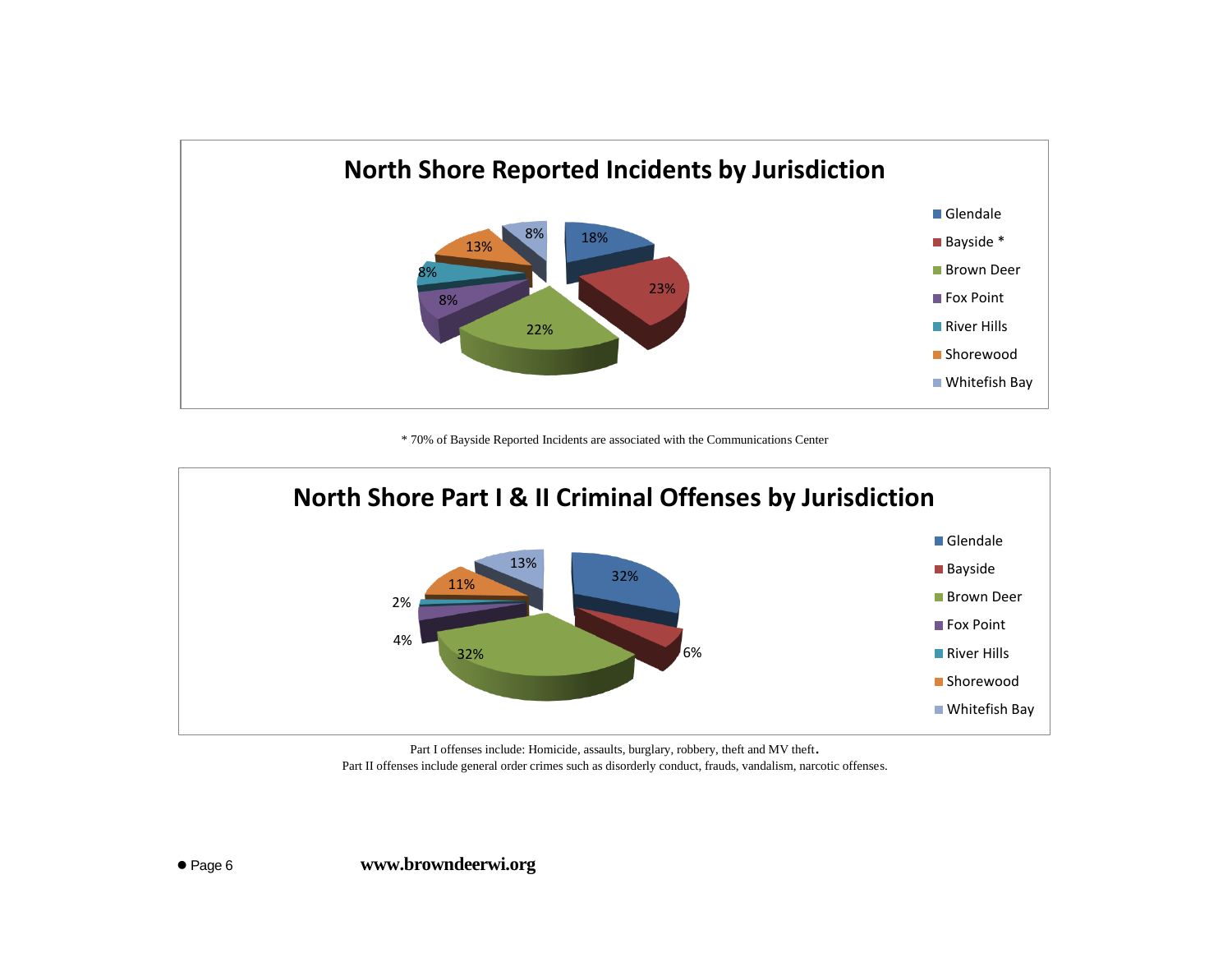## North Shore Reported Incidents by Jurisdiction

| Jurisdiction | Percentage |
|---|---|
| Glendale | 18% |
| Bayside * | 23% |
| Brown Deer | 22% |
| Fox Point | 8% |
| River Hills | 8% |
| Shorewood | 13% |
| Whitefish Bay | 8% |

* 70% of Bayside Reported Incidents are associated with the Communications Center

## North Shore Part I & II Criminal Offenses by Jurisdiction

| Jurisdiction | Percentage |
|---|---|
| Glendale | 32% |
| Bayside | 6% |
| Brown Deer | 32% |
| Fox Point | 4% |
| River Hills | 2% |
| Shorewood | 11% |
| Whitefish Bay | 13% |

Part I offenses include: Homicide, assaults, burglary, robbery, theft and MV theft.

Part II offenses include general order crimes such as disorderly conduct, frauds, vandalism, narcotic offenses.

**www.browndeerwi.org**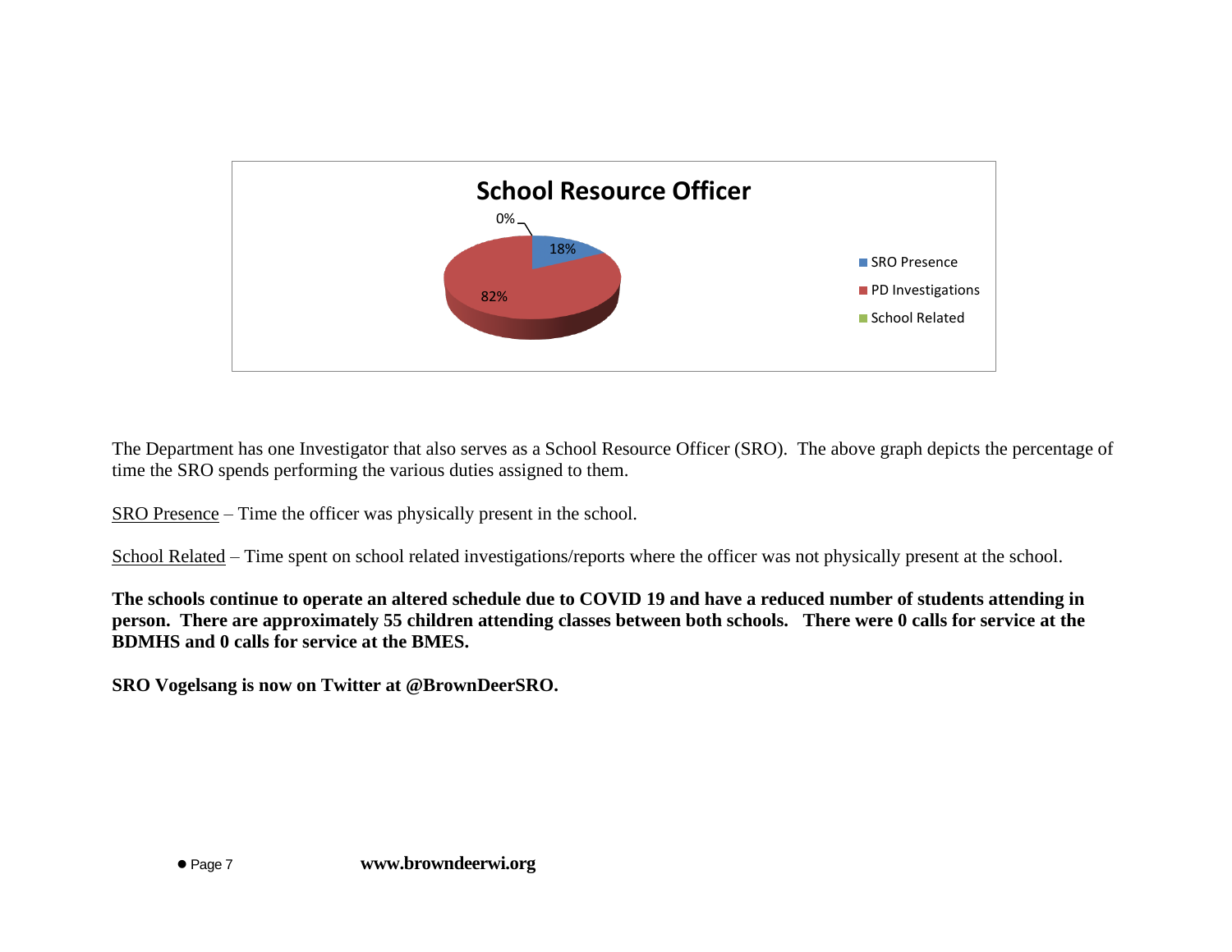School Resource Officer

0%

18%

82%

SRO Presence

PD Investigations

School Related

The Department has one Investigator that also serves as a School Resource Officer (SRO). The above graph depicts the percentage of time the SRO spends performing the various duties assigned to them.

SRO Presence – Time the officer was physically present in the school.

School Related – Time spent on school related investigations/reports where the officer was not physically present at the school.

**The schools continue to operate an altered schedule due to COVID 19 and have a reduced number of students attending in person. There are approximately 55 children attending classes between both schools. There were 0 calls for service at the BDMHS and 0 calls for service at the BMES.**

**SRO Vogelsang is now on Twitter at @BrownDeerSRO.**